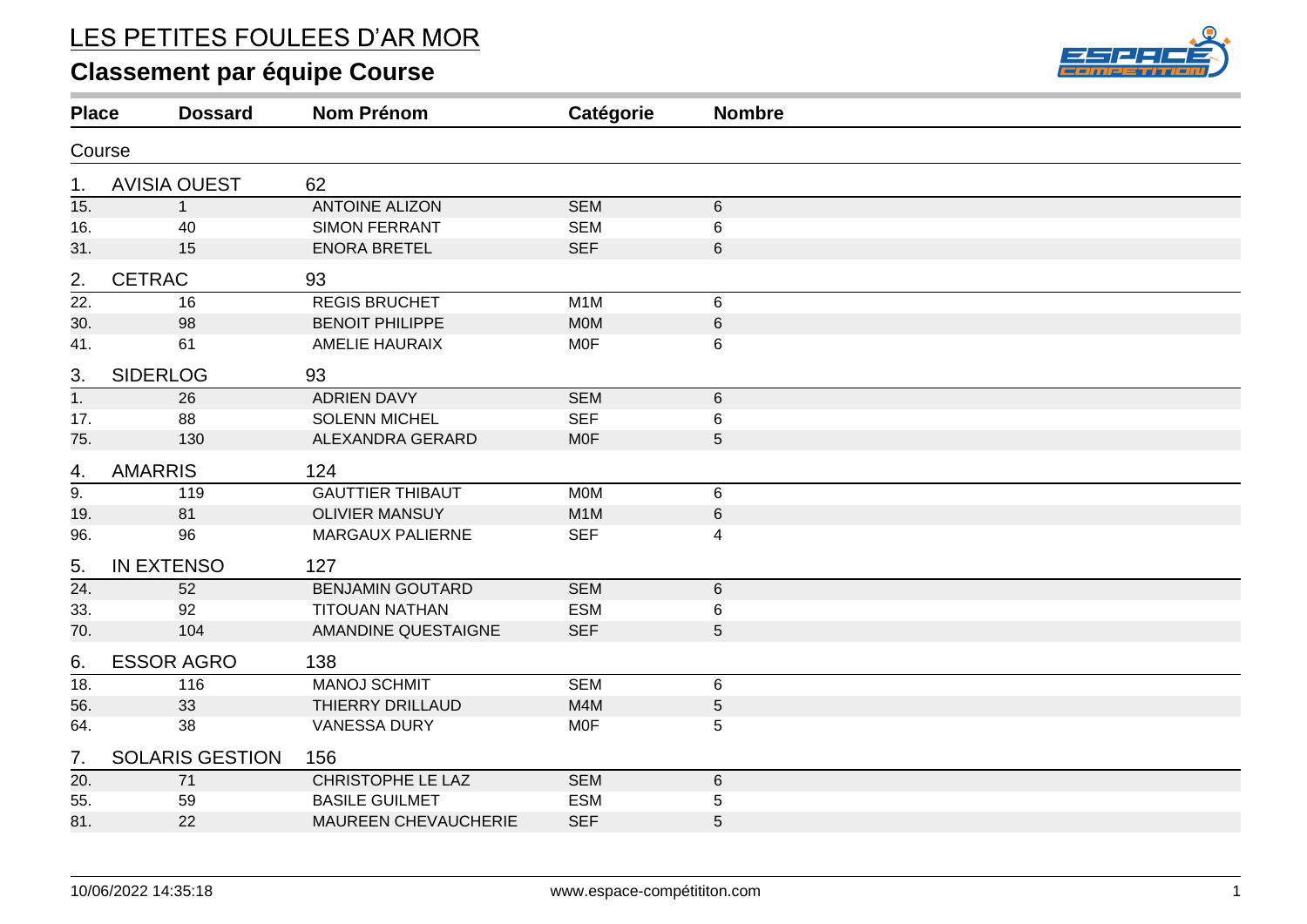# LES PETITES FOULEES D'AR MOR

## Classement par équipe Course

| Place | Dossard | Nom Prénom | Catégorie | Nombre |
|---|---|---|---|---|
| Course | | | | |
| 1. | AVISIA OUEST | 62 | | |
| 15. | 1 | ANTOINE ALIZON | SEM | 6 |
| 16. | 40 | SIMON FERRANT | SEM | 6 |
| 31. | 15 | ENORA BRETEL | SEF | 6 |
| 2. | CETRAC | 93 | | |
| 22. | 16 | REGIS BRUCHET | M1M | 6 |
| 30. | 98 | BENOIT PHILIPPE | M0M | 6 |
| 41. | 61 | AMELIE HAURAIX | M0F | 6 |
| 3. | SIDERLOG | 93 | | |
| 1. | 26 | ADRIEN DAVY | SEM | 6 |
| 17. | 88 | SOLENN MICHEL | SEF | 6 |
| 75. | 130 | ALEXANDRA GERARD | M0F | 5 |
| 4. | AMARRIS | 124 | | |
| 9. | 119 | GAUTTIER THIBAUT | M0M | 6 |
| 19. | 81 | OLIVIER MANSUY | M1M | 6 |
| 96. | 96 | MARGAUX PALIERNE | SEF | 4 |
| 5. | IN EXTENSO | 127 | | |
| 24. | 52 | BENJAMIN GOUTARD | SEM | 6 |
| 33. | 92 | TITOUAN NATHAN | ESM | 6 |
| 70. | 104 | AMANDINE QUESTAIGNE | SEF | 5 |
| 6. | ESSOR AGRO | 138 | | |
| 18. | 116 | MANOJ SCHMIT | SEM | 6 |
| 56. | 33 | THIERRY DRILLAUD | M4M | 5 |
| 64. | 38 | VANESSA DURY | M0F | 5 |
| 7. | SOLARIS GESTION | 156 | | |
| 20. | 71 | CHRISTOPHE LE LAZ | SEM | 6 |
| 55. | 59 | BASILE GUILMET | ESM | 5 |
| 81. | 22 | MAUREEN CHEVAUCHERIE | SEF | 5 |

10/06/2022 14:35:18 www.espace-compétititon.com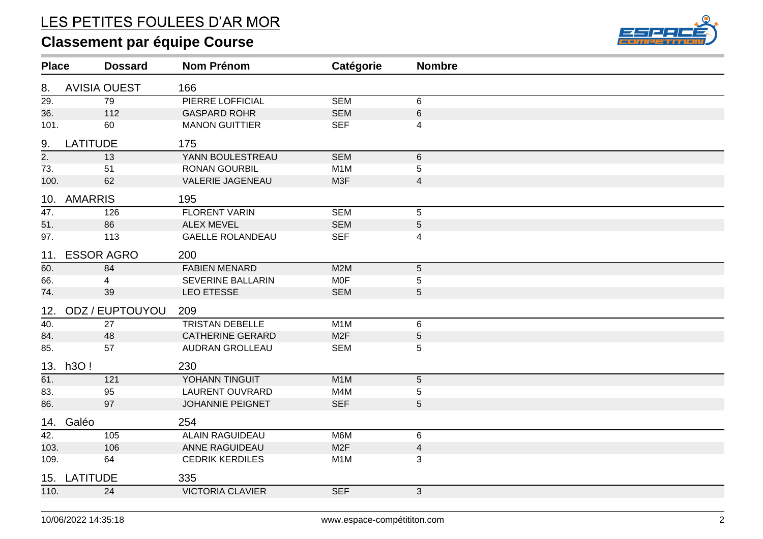# LES PETITES FOULEES D'AR MOR

## Classement par équipe Course

| Place | Dossard | Nom Prénom | Catégorie | Nombre |
|---|---|---|---|---|
| **8. AVISIA OUEST** | | **166** | | |
| 29. | 79 | PIERRE LOFFICIAL | SEM | 6 |
| 36. | 112 | GASPARD ROHR | SEM | 6 |
| 101. | 60 | MANON GUITTIER | SEF | 4 |
| **9. LATITUDE** | | **175** | | |
| 2. | 13 | YANN BOULESTREAU | SEM | 6 |
| 73. | 51 | RONAN GOURBIL | M1M | 5 |
| 100. | 62 | VALERIE JAGENEAU | M3F | 4 |
| **10. AMARRIS** | | **195** | | |
| 47. | 126 | FLORENT VARIN | SEM | 5 |
| 51. | 86 | ALEX MEVEL | SEM | 5 |
| 97. | 113 | GAELLE ROLANDEAU | SEF | 4 |
| **11. ESSOR AGRO** | | **200** | | |
| 60. | 84 | FABIEN MENARD | M2M | 5 |
| 66. | 4 | SEVERINE BALLARIN | M0F | 5 |
| 74. | 39 | LEO ETESSE | SEM | 5 |
| **12. ODZ / EUPTOUYOU** | | **209** | | |
| 40. | 27 | TRISTAN DEBELLE | M1M | 6 |
| 84. | 48 | CATHERINE GERARD | M2F | 5 |
| 85. | 57 | AUDRAN GROLLEAU | SEM | 5 |
| **13. h3O !** | | **230** | | |
| 61. | 121 | YOHANN TINGUIT | M1M | 5 |
| 83. | 95 | LAURENT OUVRARD | M4M | 5 |
| 86. | 97 | JOHANNIE PEIGNET | SEF | 5 |
| **14. Galéo** | | **254** | | |
| 42. | 105 | ALAIN RAGUIDEAU | M6M | 6 |
| 103. | 106 | ANNE RAGUIDEAU | M2F | 4 |
| 109. | 64 | CEDRIK KERDILES | M1M | 3 |
| **15. LATITUDE** | | **335** | | |
| 110. | 24 | VICTORIA CLAVIER | SEF | 3 |

10/06/2022 14:35:18 www.espace-compétititon.com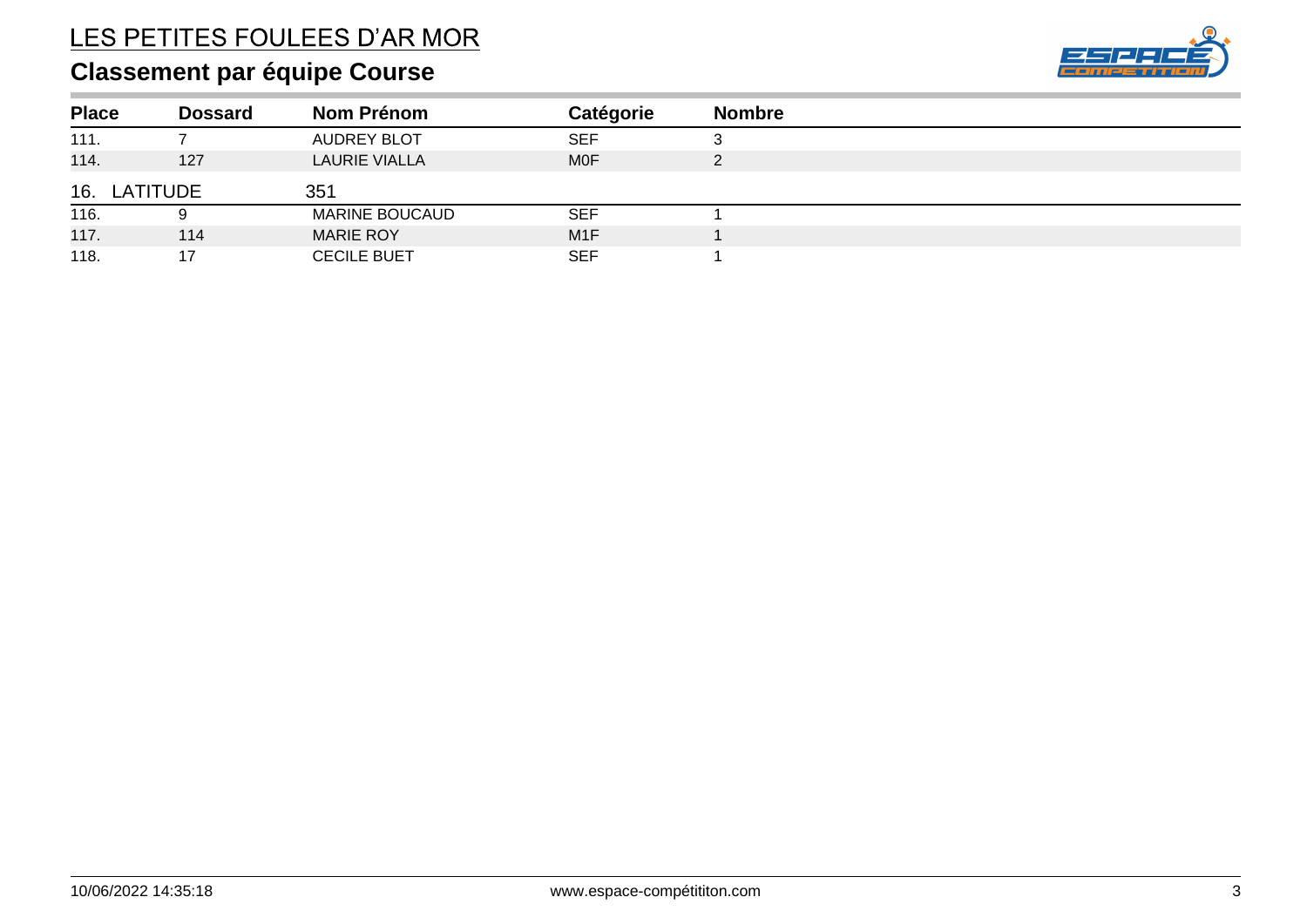# LES PETITES FOULEES D'AR MOR

## Classement par équipe Course

| Place | Dossard | Nom Prénom | Catégorie | Nombre |
|---|---|---|---|---|
| 111. | 7 | AUDREY BLOT | SEF | 3 |
| 114. | 127 | LAURIE VIALLA | M0F | 2 |
| **16. LATITUDE** | | **351** | | |
| 116. | 9 | MARINE BOUCAUD | SEF | 1 |
| 117. | 114 | MARIE ROY | M1F | 1 |
| 118. | 17 | CECILE BUET | SEF | 1 |

10/06/2022 14:35:18 www.espace-compétititon.com